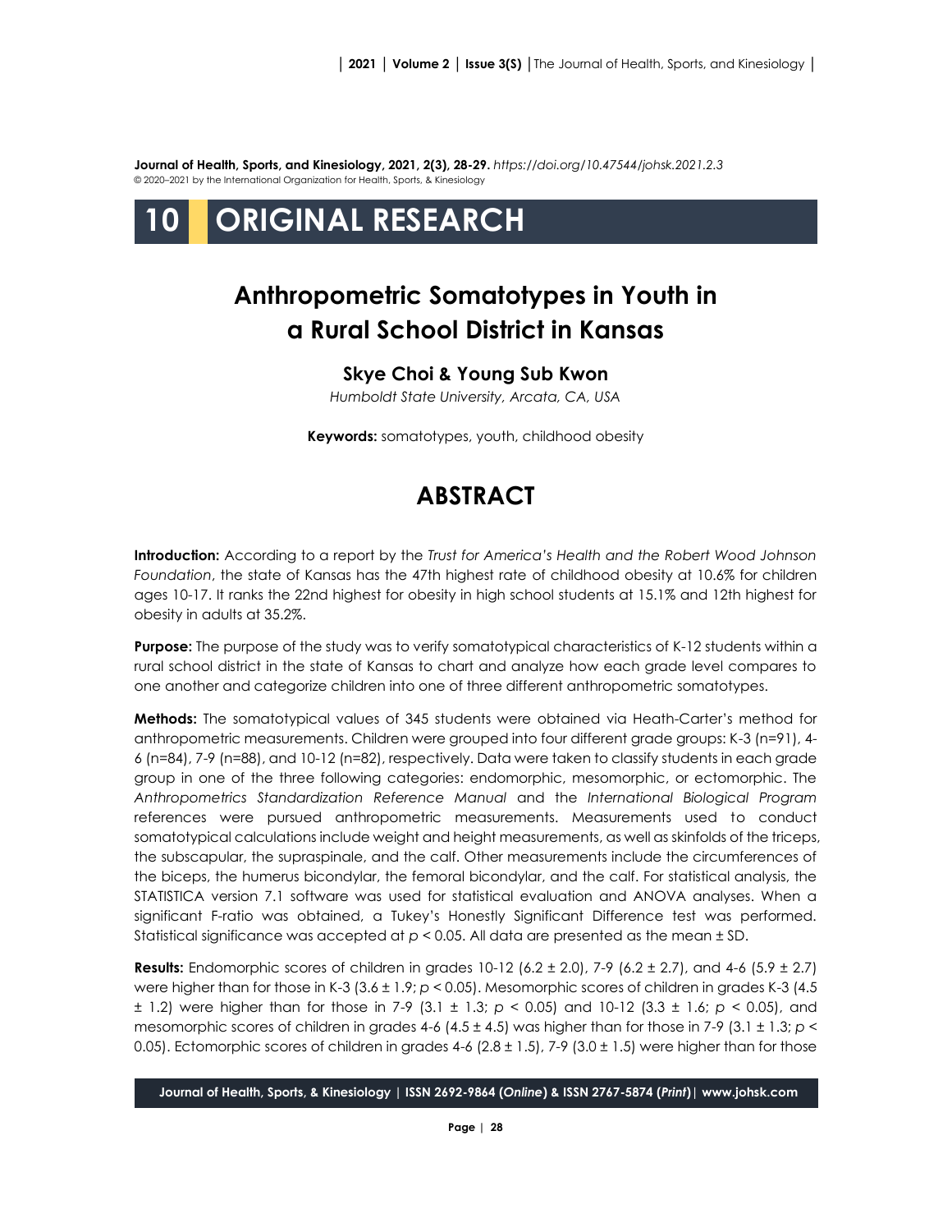**Journal of Health, Sports, and Kinesiology, 2021, 2(3), 28-29.** *https://doi.org/10.47544/johsk.2021.2.3*
© 2020–2021 by the International Organization for Health, Sports, & Kinesiology

# 10 ORIGINAL RESEARCH

## Anthropometric Somatotypes in Youth in a Rural School District in Kansas

**Skye Choi & Young Sub Kwon**

*Humboldt State University, Arcata, CA, USA*

**Keywords:** somatotypes, youth, childhood obesity

## ABSTRACT

**Introduction:** According to a report by the *Trust for America's Health and the Robert Wood Johnson Foundation*, the state of Kansas has the 47th highest rate of childhood obesity at 10.6% for children ages 10-17. It ranks the 22nd highest for obesity in high school students at 15.1% and 12th highest for obesity in adults at 35.2%.

**Purpose:** The purpose of the study was to verify somatotypical characteristics of K-12 students within a rural school district in the state of Kansas to chart and analyze how each grade level compares to one another and categorize children into one of three different anthropometric somatotypes.

**Methods:** The somatotypical values of 345 students were obtained via Heath-Carter's method for anthropometric measurements. Children were grouped into four different grade groups: K-3 (n=91), 4-6 (n=84), 7-9 (n=88), and 10-12 (n=82), respectively. Data were taken to classify students in each grade group in one of the three following categories: endomorphic, mesomorphic, or ectomorphic. The *Anthropometrics Standardization Reference Manual* and the *International Biological Program* references were pursued anthropometric measurements. Measurements used to conduct somatotypical calculations include weight and height measurements, as well as skinfolds of the triceps, the subscapular, the supraspinale, and the calf. Other measurements include the circumferences of the biceps, the humerus bicondylar, the femoral bicondylar, and the calf. For statistical analysis, the STATISTICA version 7.1 software was used for statistical evaluation and ANOVA analyses. When a significant F-ratio was obtained, a Tukey's Honestly Significant Difference test was performed. Statistical significance was accepted at $p < 0.05$. All data are presented as the mean ± SD.

**Results:** Endomorphic scores of children in grades 10-12 (6.2 ± 2.0), 7-9 (6.2 ± 2.7), and 4-6 (5.9 ± 2.7) were higher than for those in K-3 (3.6 ± 1.9; $p < 0.05$). Mesomorphic scores of children in grades K-3 (4.5 ± 1.2) were higher than for those in 7-9 (3.1 ± 1.3; $p < 0.05$) and 10-12 (3.3 ± 1.6; $p < 0.05$), and mesomorphic scores of children in grades 4-6 (4.5 ± 4.5) was higher than for those in 7-9 (3.1 ± 1.3; $p < 0.05$). Ectomorphic scores of children in grades 4-6 (2.8 ± 1.5), 7-9 (3.0 ± 1.5) were higher than for those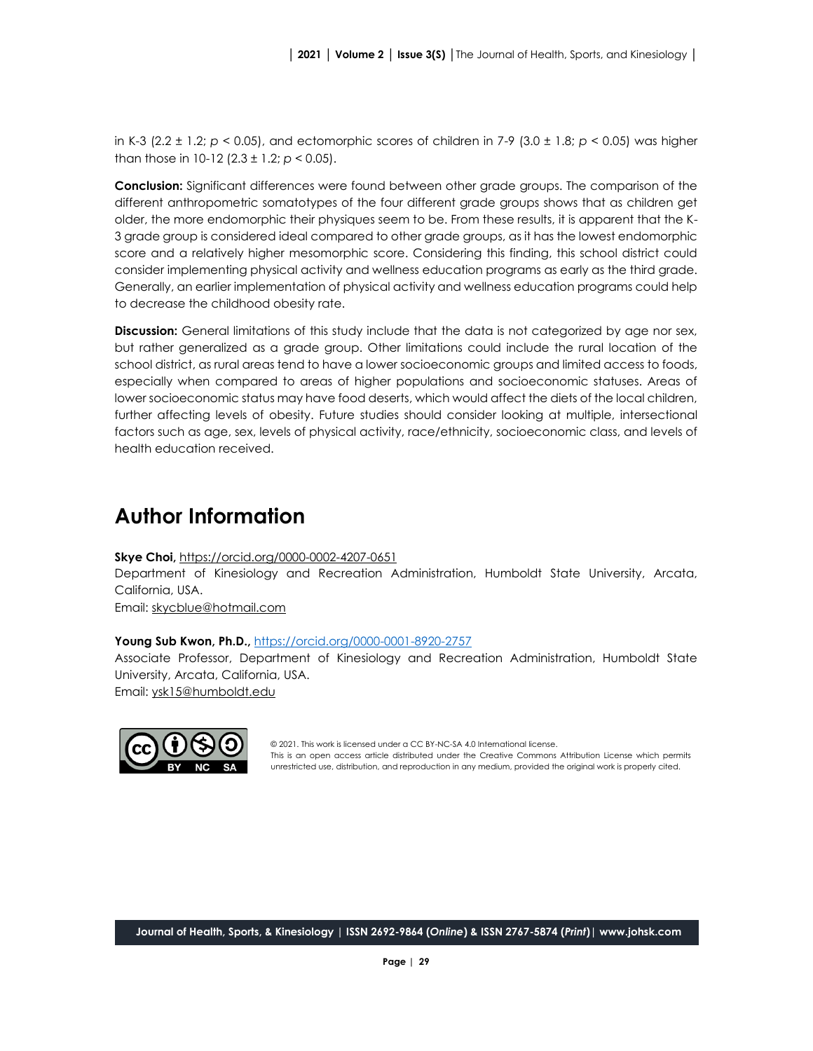in K-3 (2.2 ± 1.2; $p < 0.05$), and ectomorphic scores of children in 7-9 (3.0 ± 1.8; $p < 0.05$) was higher than those in 10-12 (2.3 ± 1.2; $p < 0.05$).

**Conclusion:** Significant differences were found between other grade groups. The comparison of the different anthropometric somatotypes of the four different grade groups shows that as children get older, the more endomorphic their physiques seem to be. From these results, it is apparent that the K-3 grade group is considered ideal compared to other grade groups, as it has the lowest endomorphic score and a relatively higher mesomorphic score. Considering this finding, this school district could consider implementing physical activity and wellness education programs as early as the third grade. Generally, an earlier implementation of physical activity and wellness education programs could help to decrease the childhood obesity rate.

**Discussion:** General limitations of this study include that the data is not categorized by age nor sex, but rather generalized as a grade group. Other limitations could include the rural location of the school district, as rural areas tend to have a lower socioeconomic groups and limited access to foods, especially when compared to areas of higher populations and socioeconomic statuses. Areas of lower socioeconomic status may have food deserts, which would affect the diets of the local children, further affecting levels of obesity. Future studies should consider looking at multiple, intersectional factors such as age, sex, levels of physical activity, race/ethnicity, socioeconomic class, and levels of health education received.

## Author Information

**Skye Choi,** https://orcid.org/0000-0002-4207-0651
Department of Kinesiology and Recreation Administration, Humboldt State University, Arcata, California, USA.
Email: skycblue@hotmail.com

**Young Sub Kwon, Ph.D.,** https://orcid.org/0000-0001-8920-2757
Associate Professor, Department of Kinesiology and Recreation Administration, Humboldt State University, Arcata, California, USA.
Email: ysk15@humboldt.edu

© 2021. This work is licensed under a CC BY-NC-SA 4.0 International license.
This is an open access article distributed under the Creative Commons Attribution License which permits unrestricted use, distribution, and reproduction in any medium, provided the original work is properly cited.